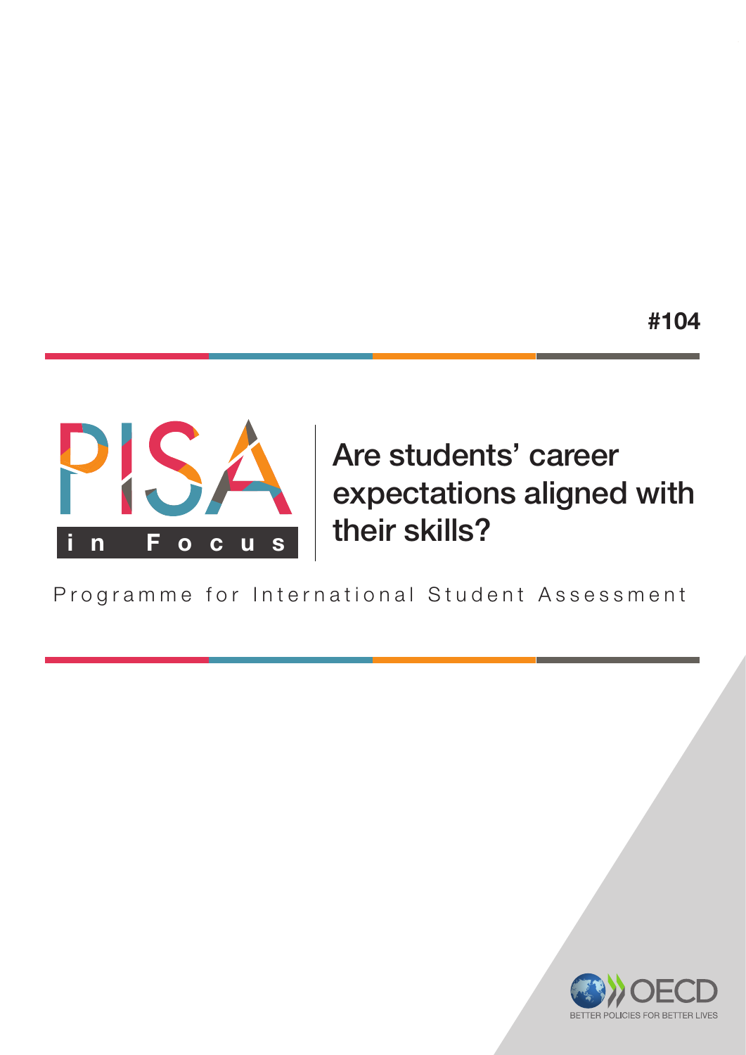#104

PISA in Focus

# Are students' career expectations aligned with their skills?

Programme for International Student Assessment

OECD
BETTER POLICIES FOR BETTER LIVES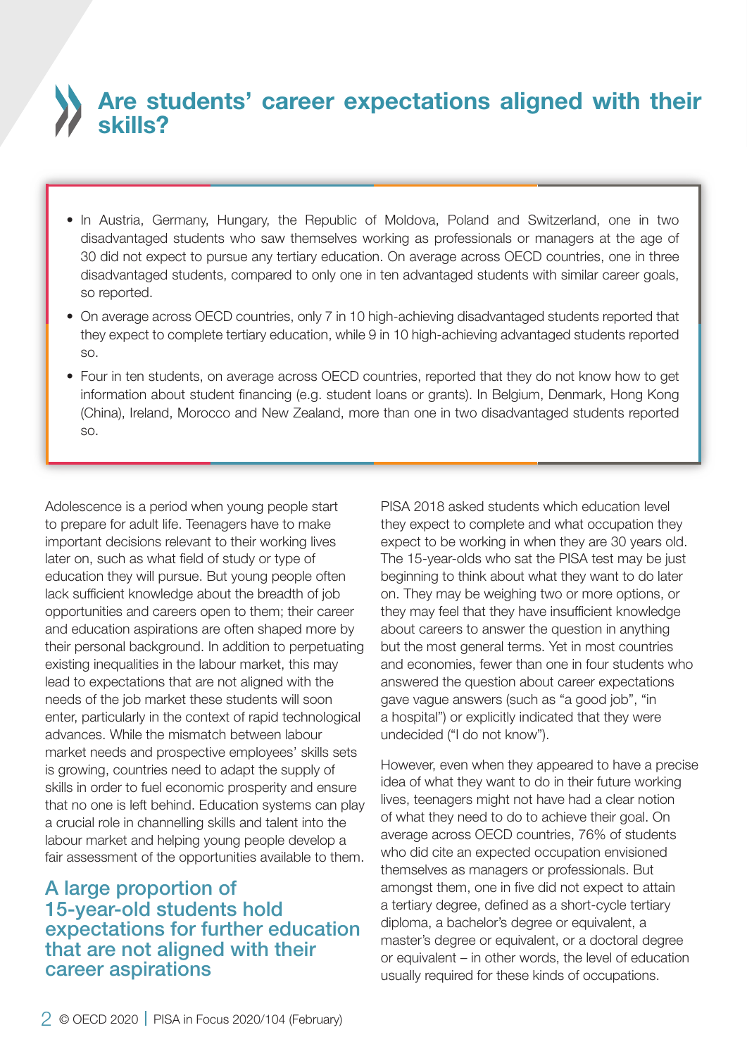# Are students' career expectations aligned with their skills?

- In Austria, Germany, Hungary, the Republic of Moldova, Poland and Switzerland, one in two disadvantaged students who saw themselves working as professionals or managers at the age of 30 did not expect to pursue any tertiary education. On average across OECD countries, one in three disadvantaged students, compared to only one in ten advantaged students with similar career goals, so reported.
- On average across OECD countries, only 7 in 10 high-achieving disadvantaged students reported that they expect to complete tertiary education, while 9 in 10 high-achieving advantaged students reported so.
- Four in ten students, on average across OECD countries, reported that they do not know how to get information about student financing (e.g. student loans or grants). In Belgium, Denmark, Hong Kong (China), Ireland, Morocco and New Zealand, more than one in two disadvantaged students reported so.

Adolescence is a period when young people start to prepare for adult life. Teenagers have to make important decisions relevant to their working lives later on, such as what field of study or type of education they will pursue. But young people often lack sufficient knowledge about the breadth of job opportunities and careers open to them; their career and education aspirations are often shaped more by their personal background. In addition to perpetuating existing inequalities in the labour market, this may lead to expectations that are not aligned with the needs of the job market these students will soon enter, particularly in the context of rapid technological advances. While the mismatch between labour market needs and prospective employees' skills sets is growing, countries need to adapt the supply of skills in order to fuel economic prosperity and ensure that no one is left behind. Education systems can play a crucial role in channelling skills and talent into the labour market and helping young people develop a fair assessment of the opportunities available to them.

## A large proportion of 15-year-old students hold expectations for further education that are not aligned with their career aspirations

PISA 2018 asked students which education level they expect to complete and what occupation they expect to be working in when they are 30 years old. The 15-year-olds who sat the PISA test may be just beginning to think about what they want to do later on. They may be weighing two or more options, or they may feel that they have insufficient knowledge about careers to answer the question in anything but the most general terms. Yet in most countries and economies, fewer than one in four students who answered the question about career expectations gave vague answers (such as "a good job", "in a hospital") or explicitly indicated that they were undecided ("I do not know").

However, even when they appeared to have a precise idea of what they want to do in their future working lives, teenagers might not have had a clear notion of what they need to do to achieve their goal. On average across OECD countries, 76% of students who did cite an expected occupation envisioned themselves as managers or professionals. But amongst them, one in five did not expect to attain a tertiary degree, defined as a short-cycle tertiary diploma, a bachelor's degree or equivalent, a master's degree or equivalent, or a doctoral degree or equivalent – in other words, the level of education usually required for these kinds of occupations.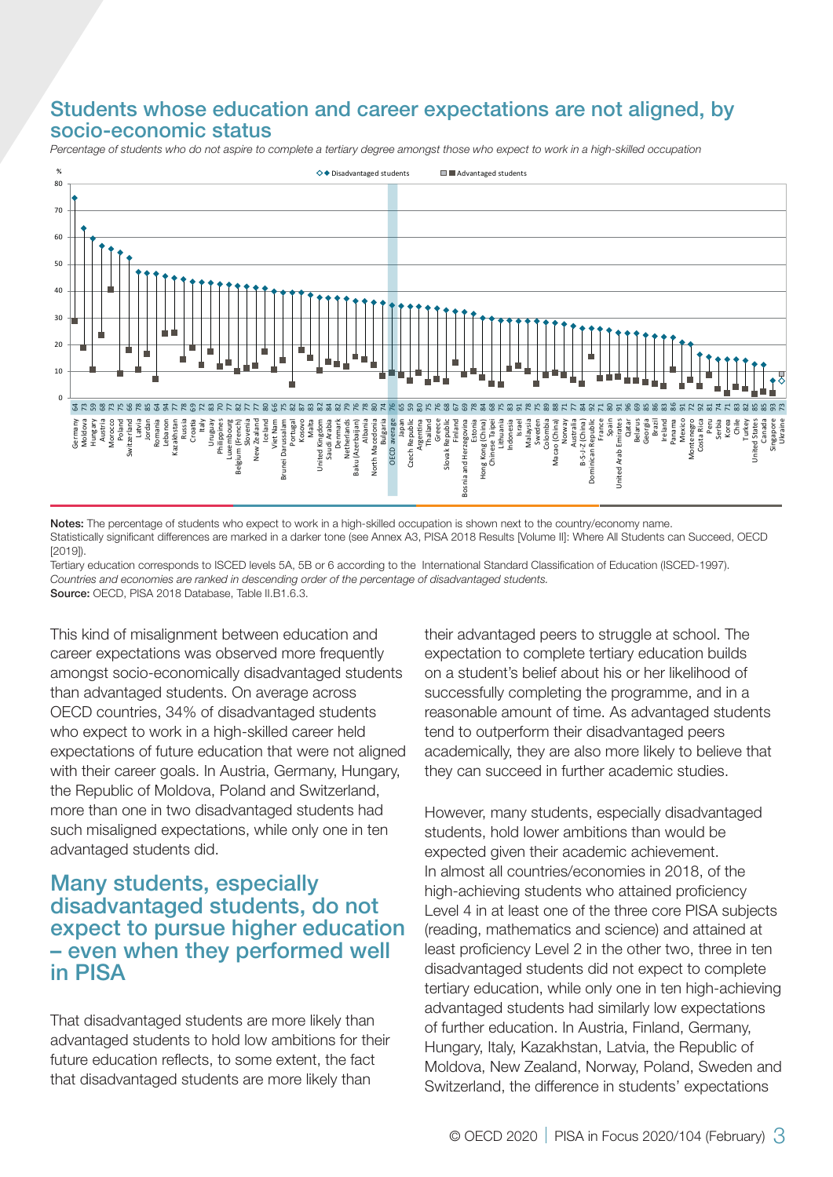## Students whose education and career expectations are not aligned, by socio-economic status

*Percentage of students who do not aspire to complete a tertiary degree amongst those who expect to work in a high-skilled occupation*

%

80
70
60
50
40
30
20
10
0

◇◆ Disadvantaged students
▢■ Advantaged students

64 Germany
73 Moldova
59 Hungary
68 Austria
73 Morocco
75 Poland
66 Switzerland
78 Latvia
85 Jordan
64 Romania
94 Lebanon
77 Kazakhstan
78 Russia
69 Croatia
72 Italy
83 Uruguay
70 Philippines
77 Luxembourg
82 Belgium (French)
77 Slovenia
77 New Zealand
80 Iceland
66 Viet Nam
75 Brunei Darussalam
82 Portugal
87 Kosovo
83 Malta
82 United Kingdom
84 Saudi Arabia
82 Denmark
79 Netherlands
76 Baku (Azerbaijan)
78 Albania
80 North Macedonia
74 Bulgaria
76 OECD average
65 Japan
59 Czech Republic
80 Argentina
75 Thailand
76 Greece
68 Slovak Republic
67 Finland
69 Bosnia and Herzegovina
78 Estonia
84 Hong Kong (China)
68 Chinese Taipei
75 Lithuania
83 Indonesia
91 Israel
84 Malaysia
75 Sweden
89 Colombia
88 Macao (China)
71 Norway
77 Australia
84 B-S-J-Z (China)
92 Dominican Republic
71 France
80 Spain
91 United Arab Emirates
91 Qatar
69 Belarus
85 Georgia
86 Brazil
83 Ireland
86 Panama
91 Mexico
72 Montenegro
92 Costa Rica
81 Peru
74 Serbia
71 Korea
83 Chile
82 Turkey
85 United States
85 Canada
93 Singapore
73 Ukraine

**Notes:** The percentage of students who expect to work in a high-skilled occupation is shown next to the country/economy name.
Statistically significant differences are marked in a darker tone (see Annex A3, PISA 2018 Results [Volume II]: Where All Students can Succeed, OECD [2019]).
Tertiary education corresponds to ISCED levels 5A, 5B or 6 according to the International Standard Classification of Education (ISCED-1997).
*Countries and economies are ranked in descending order of the percentage of disadvantaged students.*
**Source:** OECD, PISA 2018 Database, Table II.B1.6.3.

This kind of misalignment between education and career expectations was observed more frequently amongst socio-economically disadvantaged students than advantaged students. On average across OECD countries, 34% of disadvantaged students who expect to work in a high-skilled career held expectations of future education that were not aligned with their career goals. In Austria, Germany, Hungary, the Republic of Moldova, Poland and Switzerland, more than one in two disadvantaged students had such misaligned expectations, while only one in ten advantaged students did.

## Many students, especially disadvantaged students, do not expect to pursue higher education – even when they performed well in PISA

That disadvantaged students are more likely than advantaged students to hold low ambitions for their future education reflects, to some extent, the fact that disadvantaged students are more likely than their advantaged peers to struggle at school. The expectation to complete tertiary education builds on a student's belief about his or her likelihood of successfully completing the programme, and in a reasonable amount of time. As advantaged students tend to outperform their disadvantaged peers academically, they are also more likely to believe that they can succeed in further academic studies.

However, many students, especially disadvantaged students, hold lower ambitions than would be expected given their academic achievement. In almost all countries/economies in 2018, of the high-achieving students who attained proficiency Level 4 in at least one of the three core PISA subjects (reading, mathematics and science) and attained at least proficiency Level 2 in the other two, three in ten disadvantaged students did not expect to complete tertiary education, while only one in ten high-achieving advantaged students had similarly low expectations of further education. In Austria, Finland, Germany, Hungary, Italy, Kazakhstan, Latvia, the Republic of Moldova, New Zealand, Norway, Poland, Sweden and Switzerland, the difference in students' expectations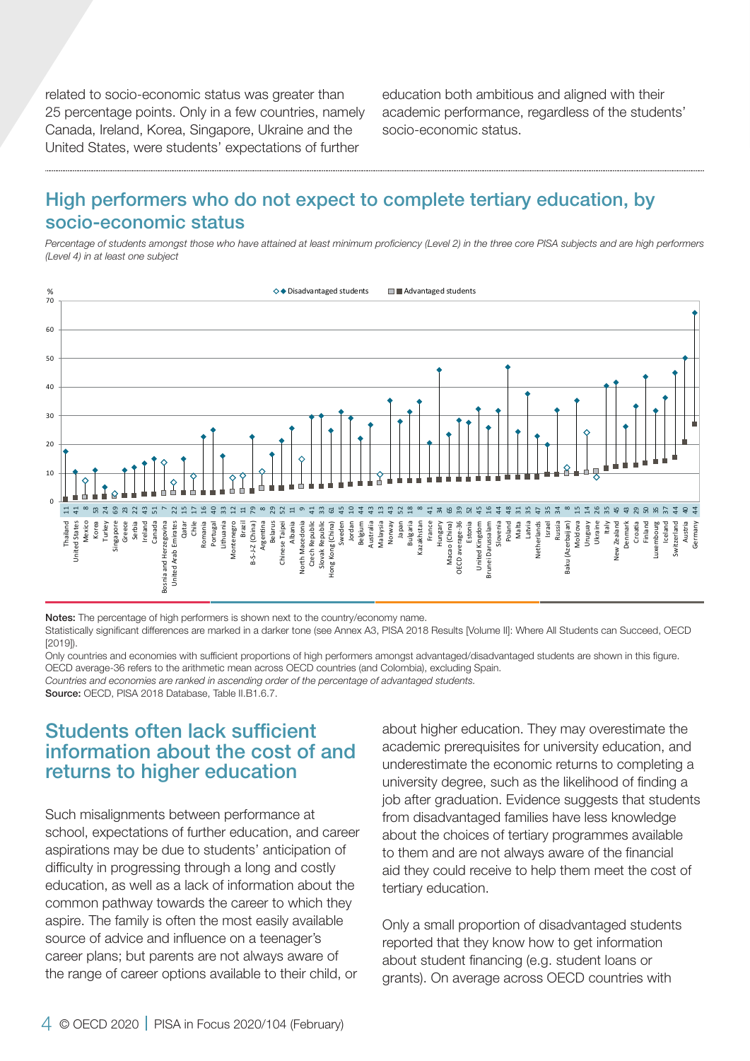related to socio-economic status was greater than 25 percentage points. Only in a few countries, namely Canada, Ireland, Korea, Singapore, Ukraine and the United States, were students' expectations of further education both ambitious and aligned with their academic performance, regardless of the students' socio-economic status.

## High performers who do not expect to complete tertiary education, by socio-economic status

*Percentage of students amongst those who have attained at least minimum proficiency (Level 2) in the three core PISA subjects and are high performers (Level 4) in at least one subject*

**Notes:** The percentage of high performers is shown next to the country/economy name.

Statistically significant differences are marked in a darker tone (see Annex A3, PISA 2018 Results [Volume II]: Where All Students can Succeed, OECD [2019]).

Only countries and economies with sufficient proportions of high performers amongst advantaged/disadvantaged students are shown in this figure. OECD average-36 refers to the arithmetic mean across OECD countries (and Colombia), excluding Spain.

*Countries and economies are ranked in ascending order of the percentage of advantaged students.*

**Source:** OECD, PISA 2018 Database, Table II.B1.6.7.

## Students often lack sufficient information about the cost of and returns to higher education

Such misalignments between performance at school, expectations of further education, and career aspirations may be due to students' anticipation of difficulty in progressing through a long and costly education, as well as a lack of information about the common pathway towards the career to which they aspire. The family is often the most easily available source of advice and influence on a teenager's career plans; but parents are not always aware of the range of career options available to their child, or about higher education. They may overestimate the academic prerequisites for university education, and underestimate the economic returns to completing a university degree, such as the likelihood of finding a job after graduation. Evidence suggests that students from disadvantaged families have less knowledge about the choices of tertiary programmes available to them and are not always aware of the financial aid they could receive to help them meet the cost of tertiary education.

Only a small proportion of disadvantaged students reported that they know how to get information about student financing (e.g. student loans or grants). On average across OECD countries with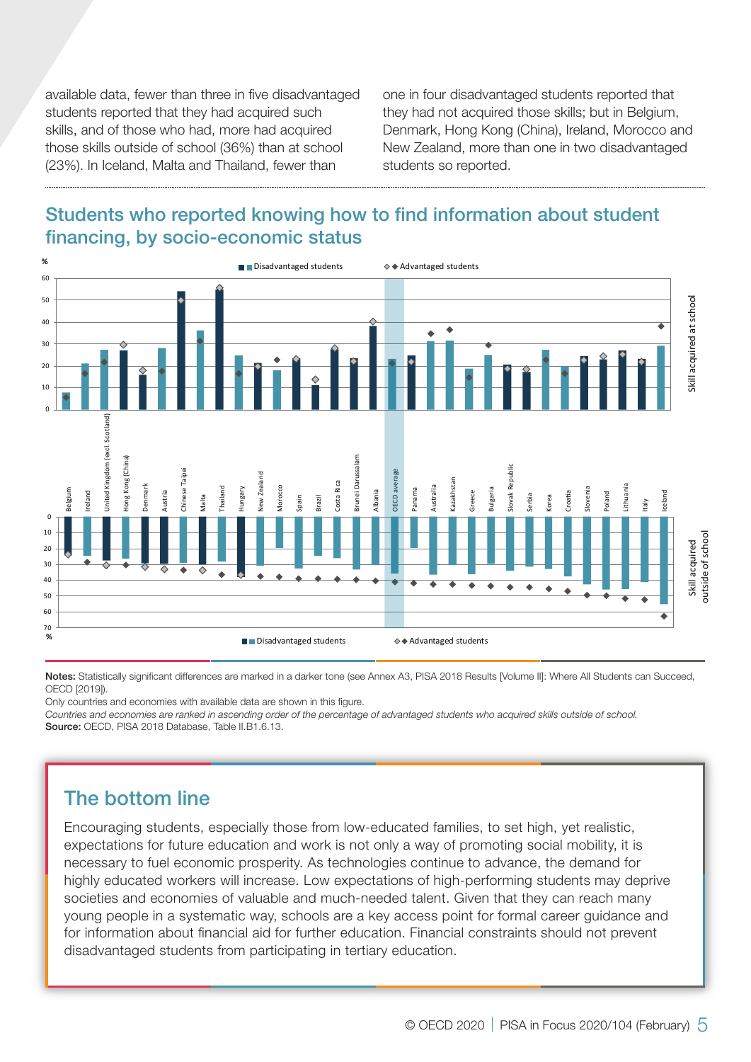available data, fewer than three in five disadvantaged students reported that they had acquired such skills, and of those who had, more had acquired those skills outside of school (36%) than at school (23%). In Iceland, Malta and Thailand, fewer than one in four disadvantaged students reported that they had not acquired those skills; but in Belgium, Denmark, Hong Kong (China), Ireland, Morocco and New Zealand, more than one in two disadvantaged students so reported.

## Students who reported knowing how to find information about student financing, by socio-economic status

%

Disadvantaged students

Advantaged students

60
50
40
30
20
10
0

Skill acquired at school

Belgium
Ireland
United Kingdom (excl. Scotland)
Hong Kong (China)
Denmark
Austria
Chinese Taipei
Malta
Thailand
Hungary
New Zealand
Morocco
Spain
Brazil
Costa Rica
Brunei Darussalam
Albania
OECD average
Panama
Australia
Kazakhstan
Greece
Bulgaria
Slovak Republic
Serbia
Korea
Croatia
Slovenia
Poland
Lithuania
Italy
Iceland

0
10
20
30
40
50
60
70
%

Skill acquired outside of school

Disadvantaged students

Advantaged students

**Notes:** Statistically significant differences are marked in a darker tone (see Annex A3, PISA 2018 Results [Volume II]: Where All Students can Succeed, OECD [2019]).

Only countries and economies with available data are shown in this figure.

*Countries and economies are ranked in ascending order of the percentage of advantaged students who acquired skills outside of school.*

**Source:** OECD, PISA 2018 Database, Table II.B1.6.13.

## The bottom line

Encouraging students, especially those from low-educated families, to set high, yet realistic, expectations for future education and work is not only a way of promoting social mobility, it is necessary to fuel economic prosperity. As technologies continue to advance, the demand for highly educated workers will increase. Low expectations of high-performing students may deprive societies and economies of valuable and much-needed talent. Given that they can reach many young people in a systematic way, schools are a key access point for formal career guidance and for information about financial aid for further education. Financial constraints should not prevent disadvantaged students from participating in tertiary education.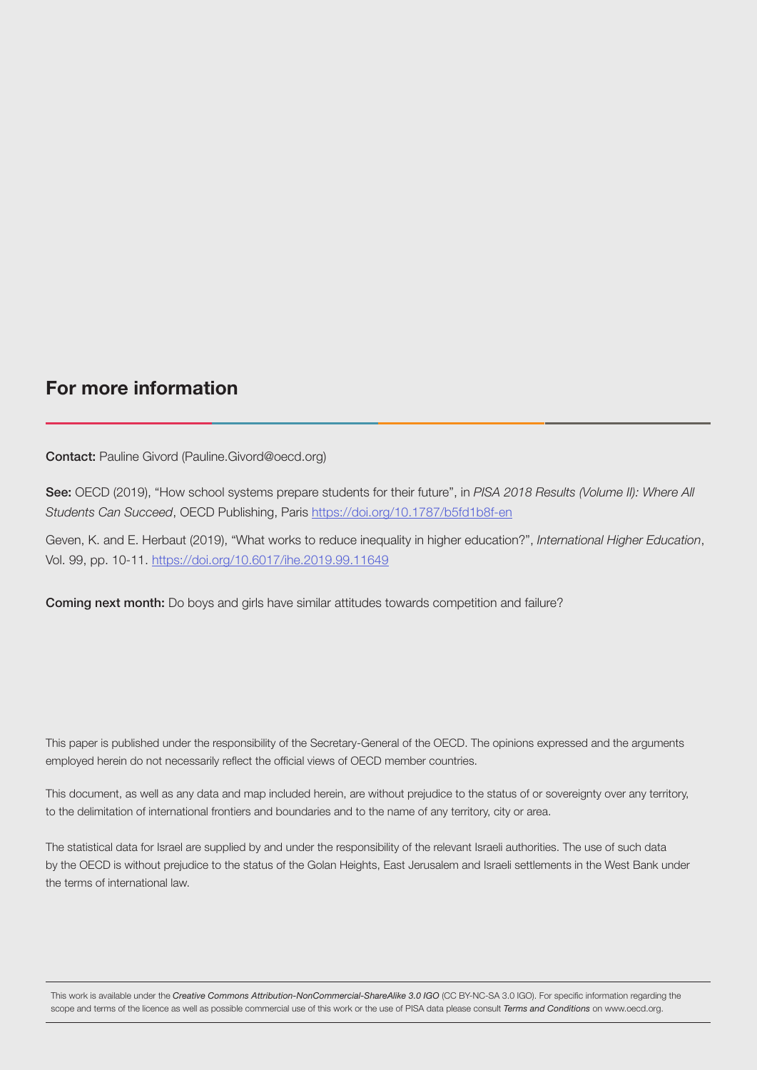## For more information

**Contact:** Pauline Givord (Pauline.Givord@oecd.org)

**See:** OECD (2019), "How school systems prepare students for their future", in *PISA 2018 Results (Volume II): Where All Students Can Succeed*, OECD Publishing, Paris https://doi.org/10.1787/b5fd1b8f-en

Geven, K. and E. Herbaut (2019), "What works to reduce inequality in higher education?", *International Higher Education*, Vol. 99, pp. 10-11. https://doi.org/10.6017/ihe.2019.99.11649

**Coming next month:** Do boys and girls have similar attitudes towards competition and failure?

This paper is published under the responsibility of the Secretary-General of the OECD. The opinions expressed and the arguments employed herein do not necessarily reflect the official views of OECD member countries.

This document, as well as any data and map included herein, are without prejudice to the status of or sovereignty over any territory, to the delimitation of international frontiers and boundaries and to the name of any territory, city or area.

The statistical data for Israel are supplied by and under the responsibility of the relevant Israeli authorities. The use of such data by the OECD is without prejudice to the status of the Golan Heights, East Jerusalem and Israeli settlements in the West Bank under the terms of international law.

This work is available under the ***Creative Commons Attribution-NonCommercial-ShareAlike 3.0 IGO*** (CC BY-NC-SA 3.0 IGO). For specific information regarding the scope and terms of the licence as well as possible commercial use of this work or the use of PISA data please consult ***Terms and Conditions*** on www.oecd.org.